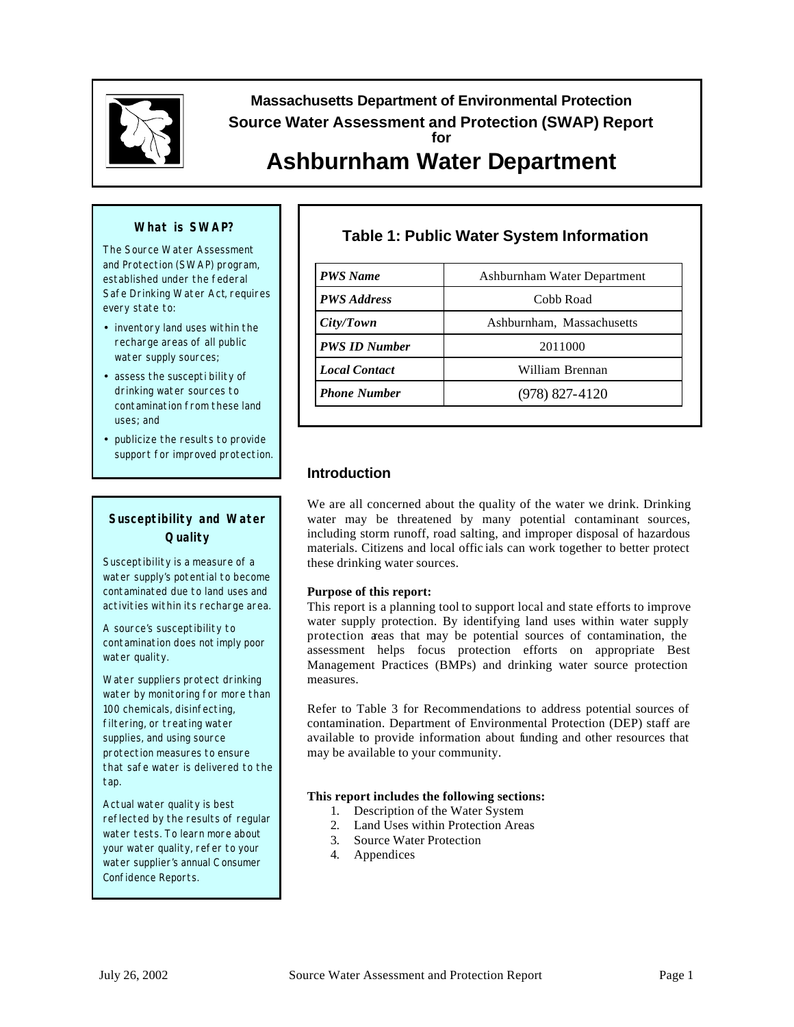# Massachusetts Department of Environmental Protection
## Source Water Assessment and Protection (SWAP) Report
### for
# Ashburnham Water Department

### What is SWAP?

The Source Water Assessment and Protection (SWAP) program, established under the federal Safe Drinking Water Act, requires every state to:

- inventory land uses within the recharge areas of all public water supply sources;
- assess the susceptibility of drinking water sources to contamination from these land uses; and
- publicize the results to provide support for improved protection.

### Susceptibility and Water Quality

Susceptibility is a measure of a water supply's potential to become contaminated due to land uses and activities within its recharge area.

A source's susceptibility to contamination does not imply poor water quality.

Water suppliers protect drinking water by monitoring for more than 100 chemicals, disinfecting, filtering, or treating water supplies, and using source protection measures to ensure that safe water is delivered to the tap.

Actual water quality is best reflected by the results of regular water tests. To learn more about your water quality, refer to your water supplier's annual Consumer Confidence Reports.

### Table 1: Public Water System Information

| | |
|---|---|
| ***PWS Name*** | Ashburnham Water Department |
| ***PWS Address*** | Cobb Road |
| ***City/Town*** | Ashburnham, Massachusetts |
| ***PWS ID Number*** | 2011000 |
| ***Local Contact*** | William Brennan |
| ***Phone Number*** | (978) 827-4120 |

## Introduction

We are all concerned about the quality of the water we drink. Drinking water may be threatened by many potential contaminant sources, including storm runoff, road salting, and improper disposal of hazardous materials. Citizens and local officials can work together to better protect these drinking water sources.

**Purpose of this report:**

This report is a planning tool to support local and state efforts to improve water supply protection. By identifying land uses within water supply protection areas that may be potential sources of contamination, the assessment helps focus protection efforts on appropriate Best Management Practices (BMPs) and drinking water source protection measures.

Refer to Table 3 for Recommendations to address potential sources of contamination. Department of Environmental Protection (DEP) staff are available to provide information about funding and other resources that may be available to your community.

**This report includes the following sections:**

1. Description of the Water System
2. Land Uses within Protection Areas
3. Source Water Protection
4. Appendices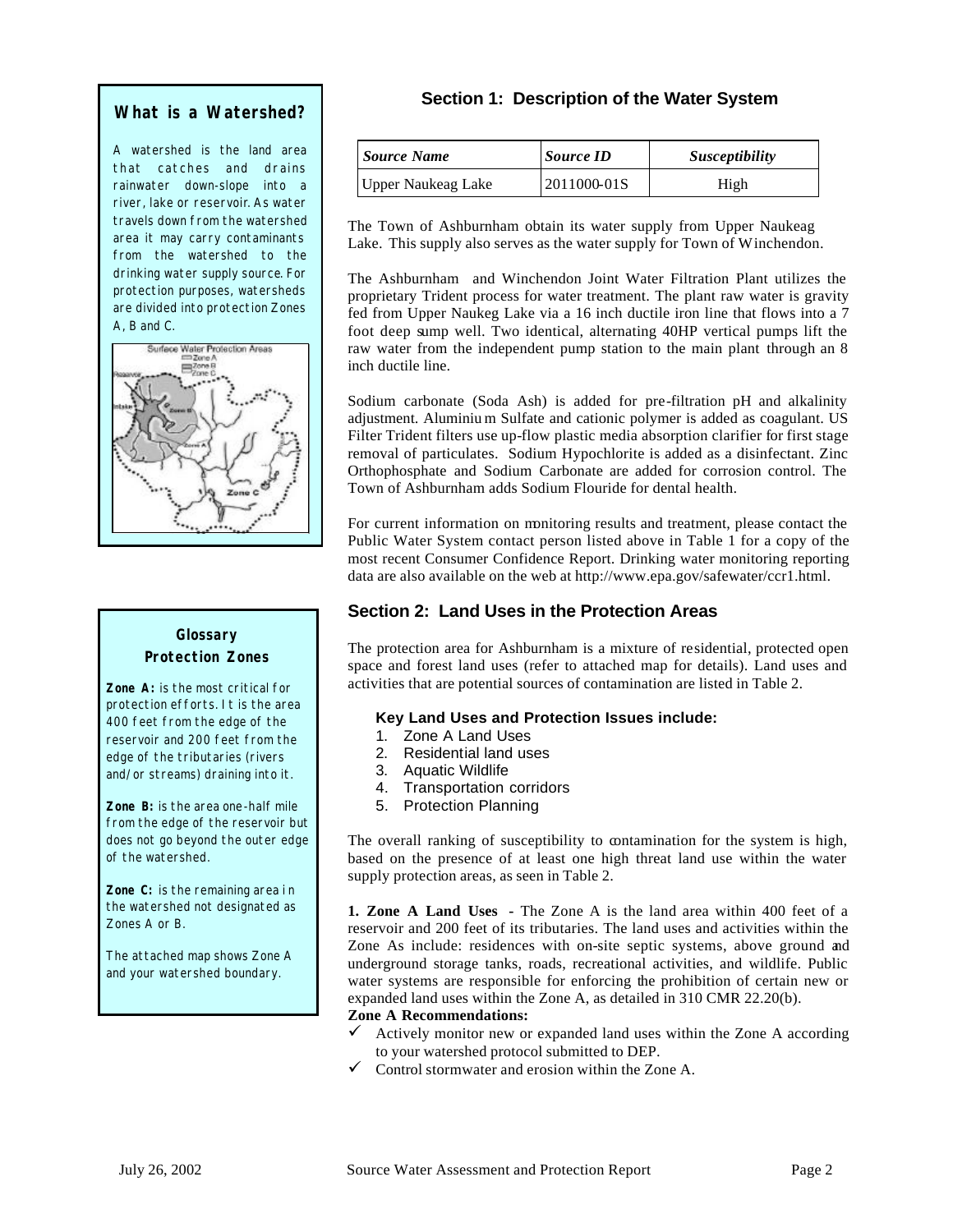## Section 1: Description of the Water System

| *Source Name* | *Source ID* | *Susceptibility* |
|---|---|---|
| Upper Naukeag Lake | 2011000-01S | High |

The Town of Ashburnham obtain its water supply from Upper Naukeag Lake. This supply also serves as the water supply for Town of Winchendon.

The Ashburnham and Winchendon Joint Water Filtration Plant utilizes the proprietary Trident process for water treatment. The plant raw water is gravity fed from Upper Naukeg Lake via a 16 inch ductile iron line that flows into a 7 foot deep sump well. Two identical, alternating 40HP vertical pumps lift the raw water from the independent pump station to the main plant through an 8 inch ductile line.

Sodium carbonate (Soda Ash) is added for pre-filtration pH and alkalinity adjustment. Aluminium Sulfate and cationic polymer is added as coagulant. US Filter Trident filters use up-flow plastic media absorption clarifier for first stage removal of particulates. Sodium Hypochlorite is added as a disinfectant. Zinc Orthophosphate and Sodium Carbonate are added for corrosion control. The Town of Ashburnham adds Sodium Flouride for dental health.

For current information on monitoring results and treatment, please contact the Public Water System contact person listed above in Table 1 for a copy of the most recent Consumer Confidence Report. Drinking water monitoring reporting data are also available on the web at http://www.epa.gov/safewater/ccr1.html.

## Section 2: Land Uses in the Protection Areas

The protection area for Ashburnham is a mixture of residential, protected open space and forest land uses (refer to attached map for details). Land uses and activities that are potential sources of contamination are listed in Table 2.

### Key Land Uses and Protection Issues include:

1. Zone A Land Uses
2. Residential land uses
3. Aquatic Wildlife
4. Transportation corridors
5. Protection Planning

The overall ranking of susceptibility to contamination for the system is high, based on the presence of at least one high threat land use within the water supply protection areas, as seen in Table 2.

**1. Zone A Land Uses** - The Zone A is the land area within 400 feet of a reservoir and 200 feet of its tributaries. The land uses and activities within the Zone As include: residences with on-site septic systems, above ground and underground storage tanks, roads, recreational activities, and wildlife. Public water systems are responsible for enforcing the prohibition of certain new or expanded land uses within the Zone A, as detailed in 310 CMR 22.20(b).

**Zone A Recommendations:**

- ✓ Actively monitor new or expanded land uses within the Zone A according to your watershed protocol submitted to DEP.
- ✓ Control stormwater and erosion within the Zone A.

---

**What is a Watershed?**

A watershed is the land area that catches and drains rainwater down-slope into a river, lake or reservoir. As water travels down from the watershed area it may carry contaminants from the watershed to the drinking water supply source. For protection purposes, watersheds are divided into protection Zones A, B and C.

Surface Water Protection Areas (Zone A, Zone B, Zone C)

---

**Glossary**
**Protection Zones**

**Zone A:** is the most critical for protection efforts. It is the area 400 feet from the edge of the reservoir and 200 feet from the edge of the tributaries (rivers and/or streams) draining into it.

**Zone B:** is the area one-half mile from the edge of the reservoir but does not go beyond the outer edge of the watershed.

**Zone C:** is the remaining area in the watershed not designated as Zones A or B.

The attached map shows Zone A and your watershed boundary.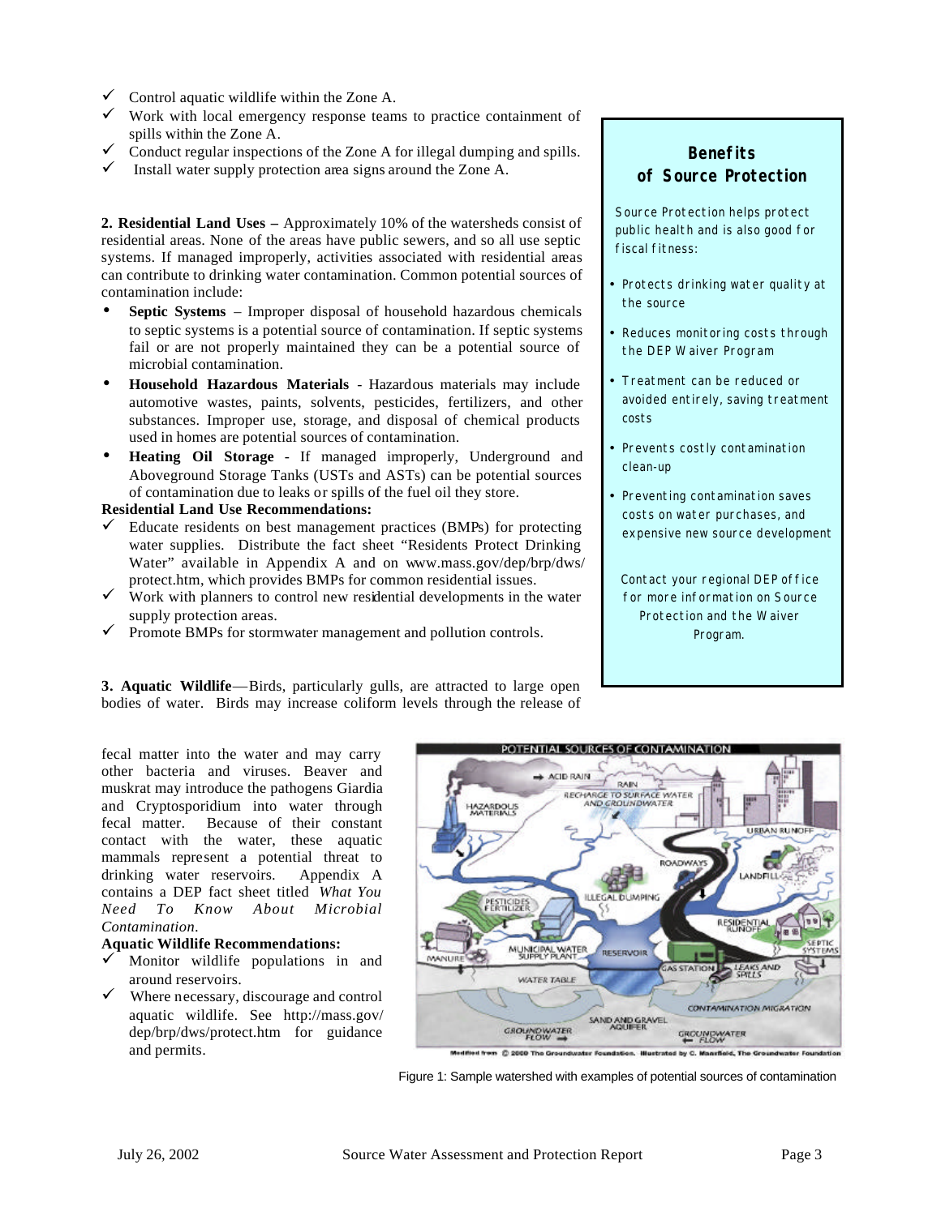- ✓ Control aquatic wildlife within the Zone A.
- ✓ Work with local emergency response teams to practice containment of spills within the Zone A.
- ✓ Conduct regular inspections of the Zone A for illegal dumping and spills.
- ✓ Install water supply protection area signs around the Zone A.

**2. Residential Land Uses –** Approximately 10% of the watersheds consist of residential areas. None of the areas have public sewers, and so all use septic systems. If managed improperly, activities associated with residential areas can contribute to drinking water contamination. Common potential sources of contamination include:

- **Septic Systems** – Improper disposal of household hazardous chemicals to septic systems is a potential source of contamination. If septic systems fail or are not properly maintained they can be a potential source of microbial contamination.
- **Household Hazardous Materials** - Hazardous materials may include automotive wastes, paints, solvents, pesticides, fertilizers, and other substances. Improper use, storage, and disposal of chemical products used in homes are potential sources of contamination.
- **Heating Oil Storage** - If managed improperly, Underground and Aboveground Storage Tanks (USTs and ASTs) can be potential sources of contamination due to leaks or spills of the fuel oil they store.

**Residential Land Use Recommendations:**

- ✓ Educate residents on best management practices (BMPs) for protecting water supplies. Distribute the fact sheet "Residents Protect Drinking Water" available in Appendix A and on www.mass.gov/dep/brp/dws/protect.htm, which provides BMPs for common residential issues.
- ✓ Work with planners to control new residential developments in the water supply protection areas.
- ✓ Promote BMPs for stormwater management and pollution controls.

**3. Aquatic Wildlife**—Birds, particularly gulls, are attracted to large open bodies of water. Birds may increase coliform levels through the release of fecal matter into the water and may carry other bacteria and viruses. Beaver and muskrat may introduce the pathogens Giardia and Cryptosporidium into water through fecal matter. Because of their constant contact with the water, these aquatic mammals represent a potential threat to drinking water reservoirs. Appendix A contains a DEP fact sheet titled *What You Need To Know About Microbial Contamination*.

**Aquatic Wildlife Recommendations:**

- ✓ Monitor wildlife populations in and around reservoirs.
- ✓ Where necessary, discourage and control aquatic wildlife. See http://mass.gov/dep/brp/dws/protect.htm for guidance and permits.

> **Benefits of Source Protection**
>
> Source Protection helps protect public health and is also good for fiscal fitness:
>
> - Protects drinking water quality at the source
> - Reduces monitoring costs through the DEP Waiver Program
> - Treatment can be reduced or avoided entirely, saving treatment costs
> - Prevents costly contamination clean-up
> - Preventing contamination saves costs on water purchases, and expensive new source development
>
> Contact your regional DEP office for more information on Source Protection and the Waiver Program.

Figure 1: Sample watershed with examples of potential sources of contamination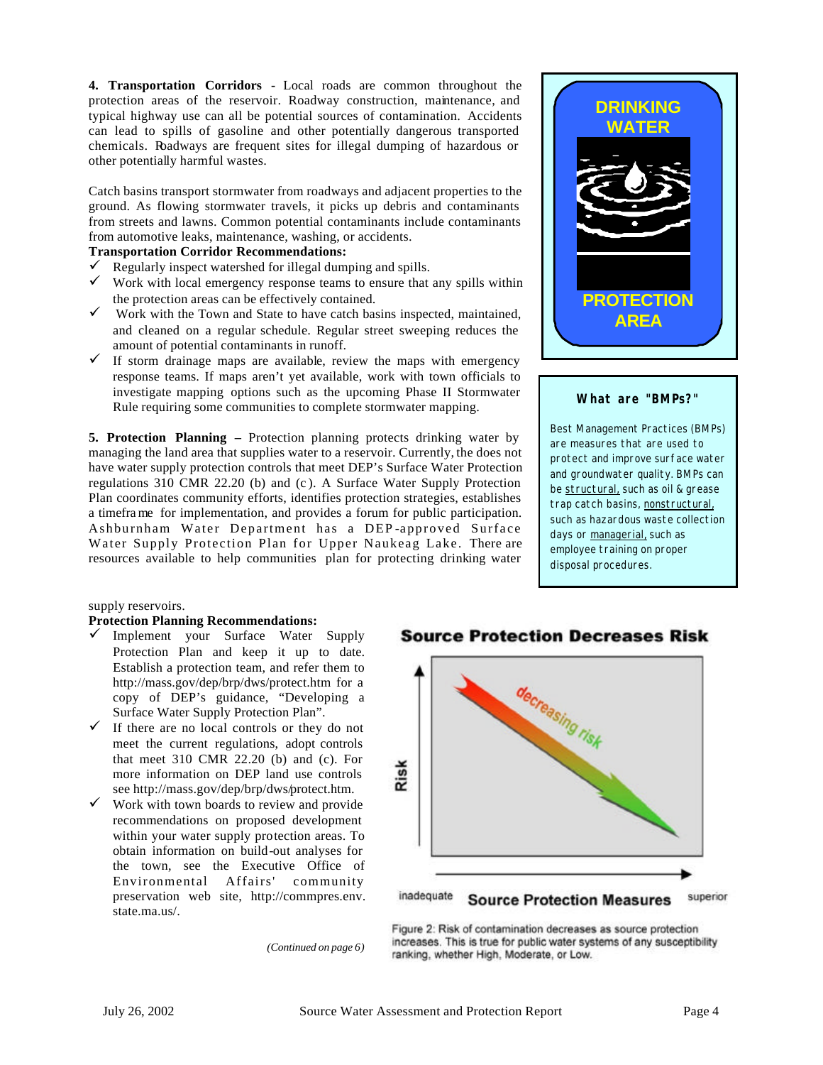**4. Transportation Corridors -** Local roads are common throughout the protection areas of the reservoir. Roadway construction, maintenance, and typical highway use can all be potential sources of contamination. Accidents can lead to spills of gasoline and other potentially dangerous transported chemicals. Roadways are frequent sites for illegal dumping of hazardous or other potentially harmful wastes.

Catch basins transport stormwater from roadways and adjacent properties to the ground. As flowing stormwater travels, it picks up debris and contaminants from streets and lawns. Common potential contaminants include contaminants from automotive leaks, maintenance, washing, or accidents.

**Transportation Corridor Recommendations:**

- ✓ Regularly inspect watershed for illegal dumping and spills.
- ✓ Work with local emergency response teams to ensure that any spills within the protection areas can be effectively contained.
- ✓ Work with the Town and State to have catch basins inspected, maintained, and cleaned on a regular schedule. Regular street sweeping reduces the amount of potential contaminants in runoff.
- ✓ If storm drainage maps are available, review the maps with emergency response teams. If maps aren't yet available, work with town officials to investigate mapping options such as the upcoming Phase II Stormwater Rule requiring some communities to complete stormwater mapping.

**5. Protection Planning –** Protection planning protects drinking water by managing the land area that supplies water to a reservoir. Currently, the does not have water supply protection controls that meet DEP's Surface Water Protection regulations 310 CMR 22.20 (b) and (c). A Surface Water Supply Protection Plan coordinates community efforts, identifies protection strategies, establishes a timeframe for implementation, and provides a forum for public participation. Ashburnham Water Department has a DEP-approved Surface Water Supply Protection Plan for Upper Naukeag Lake. There are resources available to help communities plan for protecting drinking water supply reservoirs.

**Protection Planning Recommendations:**

- ✓ Implement your Surface Water Supply Protection Plan and keep it up to date. Establish a protection team, and refer them to http://mass.gov/dep/brp/dws/protect.htm for a copy of DEP's guidance, "Developing a Surface Water Supply Protection Plan".
- ✓ If there are no local controls or they do not meet the current regulations, adopt controls that meet 310 CMR 22.20 (b) and (c). For more information on DEP land use controls see http://mass.gov/dep/brp/dws/protect.htm.
- ✓ Work with town boards to review and provide recommendations on proposed development within your water supply protection areas. To obtain information on build-out analyses for the town, see the Executive Office of Environmental Affairs' community preservation web site, http://commpres.env.state.ma.us/.

*(Continued on page 6)*

DRINKING WATER PROTECTION AREA

**What are "BMPs?"**

Best Management Practices (BMPs) are measures that are used to protect and improve surface water and groundwater quality. BMPs can be structural, such as oil & grease trap catch basins, nonstructural, such as hazardous waste collection days or managerial, such as employee training on proper disposal procedures.

**Source Protection Decreases Risk**

Figure 2: Risk of contamination decreases as source protection increases. This is true for public water systems of any susceptibility ranking, whether High, Moderate, or Low.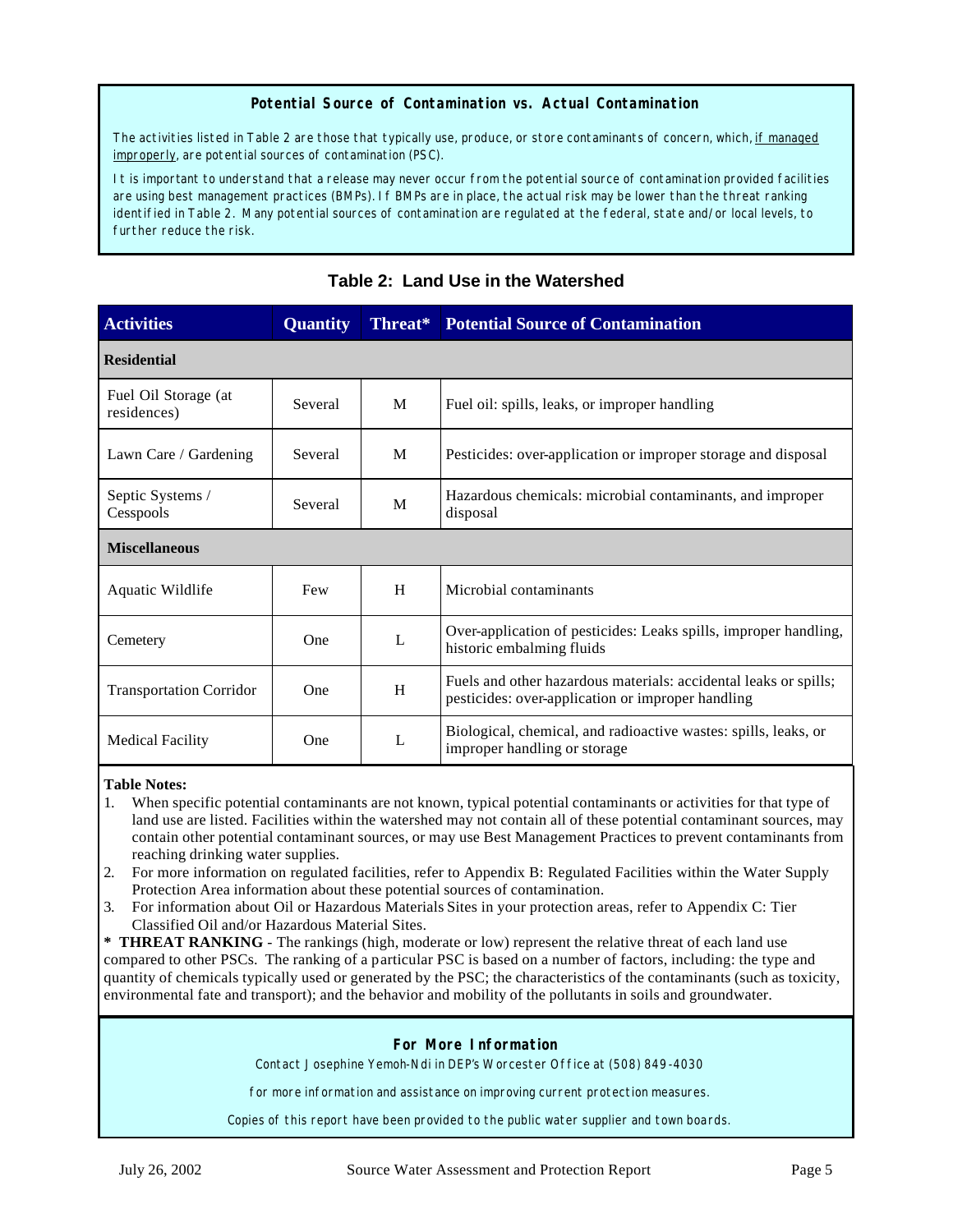**Potential Source of Contamination vs. Actual Contamination**

The activities listed in Table 2 are those that typically use, produce, or store contaminants of concern, which, <u>if managed improperly</u>, are potential sources of contamination (PSC).

It is important to understand that a release may never occur from the potential source of contamination provided facilities are using best management practices (BMPs). If BMPs are in place, the actual risk may be lower than the threat ranking identified in Table 2. Many potential sources of contamination are regulated at the federal, state and/or local levels, to further reduce the risk.

## Table 2: Land Use in the Watershed

| Activities | Quantity | Threat* | Potential Source of Contamination |
|---|---|---|---|
| **Residential** | | | |
| Fuel Oil Storage (at residences) | Several | M | Fuel oil: spills, leaks, or improper handling |
| Lawn Care / Gardening | Several | M | Pesticides: over-application or improper storage and disposal |
| Septic Systems / Cesspools | Several | M | Hazardous chemicals: microbial contaminants, and improper disposal |
| **Miscellaneous** | | | |
| Aquatic Wildlife | Few | H | Microbial contaminants |
| Cemetery | One | L | Over-application of pesticides: Leaks spills, improper handling, historic embalming fluids |
| Transportation Corridor | One | H | Fuels and other hazardous materials: accidental leaks or spills; pesticides: over-application or improper handling |
| Medical Facility | One | L | Biological, chemical, and radioactive wastes: spills, leaks, or improper handling or storage |

**Table Notes:**

1. When specific potential contaminants are not known, typical potential contaminants or activities for that type of land use are listed. Facilities within the watershed may not contain all of these potential contaminant sources, may contain other potential contaminant sources, or may use Best Management Practices to prevent contaminants from reaching drinking water supplies.
2. For more information on regulated facilities, refer to Appendix B: Regulated Facilities within the Water Supply Protection Area information about these potential sources of contamination.
3. For information about Oil or Hazardous Materials Sites in your protection areas, refer to Appendix C: Tier Classified Oil and/or Hazardous Material Sites.

**\* THREAT RANKING** - The rankings (high, moderate or low) represent the relative threat of each land use compared to other PSCs. The ranking of a particular PSC is based on a number of factors, including: the type and quantity of chemicals typically used or generated by the PSC; the characteristics of the contaminants (such as toxicity, environmental fate and transport); and the behavior and mobility of the pollutants in soils and groundwater.

**For More Information**

Contact Josephine Yemoh-Ndi in DEP's Worcester Office at (508) 849-4030

for more information and assistance on improving current protection measures.

Copies of this report have been provided to the public water supplier and town boards.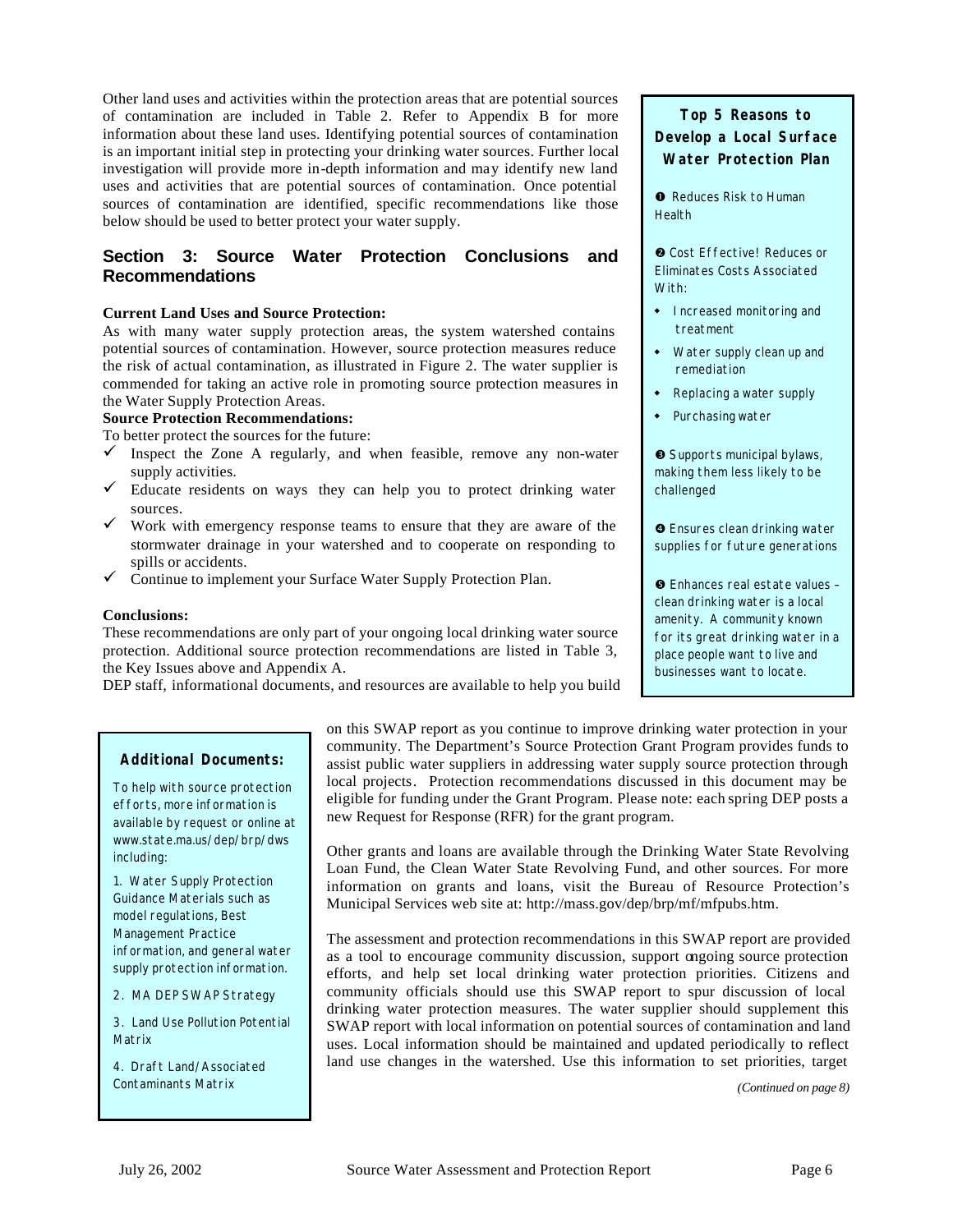Other land uses and activities within the protection areas that are potential sources of contamination are included in Table 2. Refer to Appendix B for more information about these land uses. Identifying potential sources of contamination is an important initial step in protecting your drinking water sources. Further local investigation will provide more in-depth information and may identify new land uses and activities that are potential sources of contamination. Once potential sources of contamination are identified, specific recommendations like those below should be used to better protect your water supply.

## Section 3: Source Water Protection Conclusions and Recommendations

**Current Land Uses and Source Protection:**

As with many water supply protection areas, the system watershed contains potential sources of contamination. However, source protection measures reduce the risk of actual contamination, as illustrated in Figure 2. The water supplier is commended for taking an active role in promoting source protection measures in the Water Supply Protection Areas.

**Source Protection Recommendations:**

To better protect the sources for the future:

- ✓ Inspect the Zone A regularly, and when feasible, remove any non-water supply activities.
- ✓ Educate residents on ways they can help you to protect drinking water sources.
- ✓ Work with emergency response teams to ensure that they are aware of the stormwater drainage in your watershed and to cooperate on responding to spills or accidents.
- ✓ Continue to implement your Surface Water Supply Protection Plan.

**Conclusions:**

These recommendations are only part of your ongoing local drinking water source protection. Additional source protection recommendations are listed in Table 3, the Key Issues above and Appendix A.

DEP staff, informational documents, and resources are available to help you build on this SWAP report as you continue to improve drinking water protection in your community. The Department's Source Protection Grant Program provides funds to assist public water suppliers in addressing water supply source protection through local projects. Protection recommendations discussed in this document may be eligible for funding under the Grant Program. Please note: each spring DEP posts a new Request for Response (RFR) for the grant program.

Other grants and loans are available through the Drinking Water State Revolving Loan Fund, the Clean Water State Revolving Fund, and other sources. For more information on grants and loans, visit the Bureau of Resource Protection's Municipal Services web site at: http://mass.gov/dep/brp/mf/mfpubs.htm.

The assessment and protection recommendations in this SWAP report are provided as a tool to encourage community discussion, support ongoing source protection efforts, and help set local drinking water protection priorities. Citizens and community officials should use this SWAP report to spur discussion of local drinking water protection measures. The water supplier should supplement this SWAP report with local information on potential sources of contamination and land uses. Local information should be maintained and updated periodically to reflect land use changes in the watershed. Use this information to set priorities, target

*(Continued on page 8)*

---

**Top 5 Reasons to Develop a Local Surface Water Protection Plan**

❶ Reduces Risk to Human Health

❷ Cost Effective! Reduces or Eliminates Costs Associated With:

- Increased monitoring and treatment
- Water supply clean up and remediation
- Replacing a water supply
- Purchasing water

❸ Supports municipal bylaws, making them less likely to be challenged

❹ Ensures clean drinking water supplies for future generations

❺ Enhances real estate values – clean drinking water is a local amenity. A community known for its great drinking water in a place people want to live and businesses want to locate.

---

**Additional Documents:**

To help with source protection efforts, more information is available by request or online at www.state.ma.us/dep/brp/dws including:

1. Water Supply Protection Guidance Materials such as model regulations, Best Management Practice information, and general water supply protection information.
2. MA DEP SWAP Strategy
3. Land Use Pollution Potential Matrix
4. Draft Land/Associated Contaminants Matrix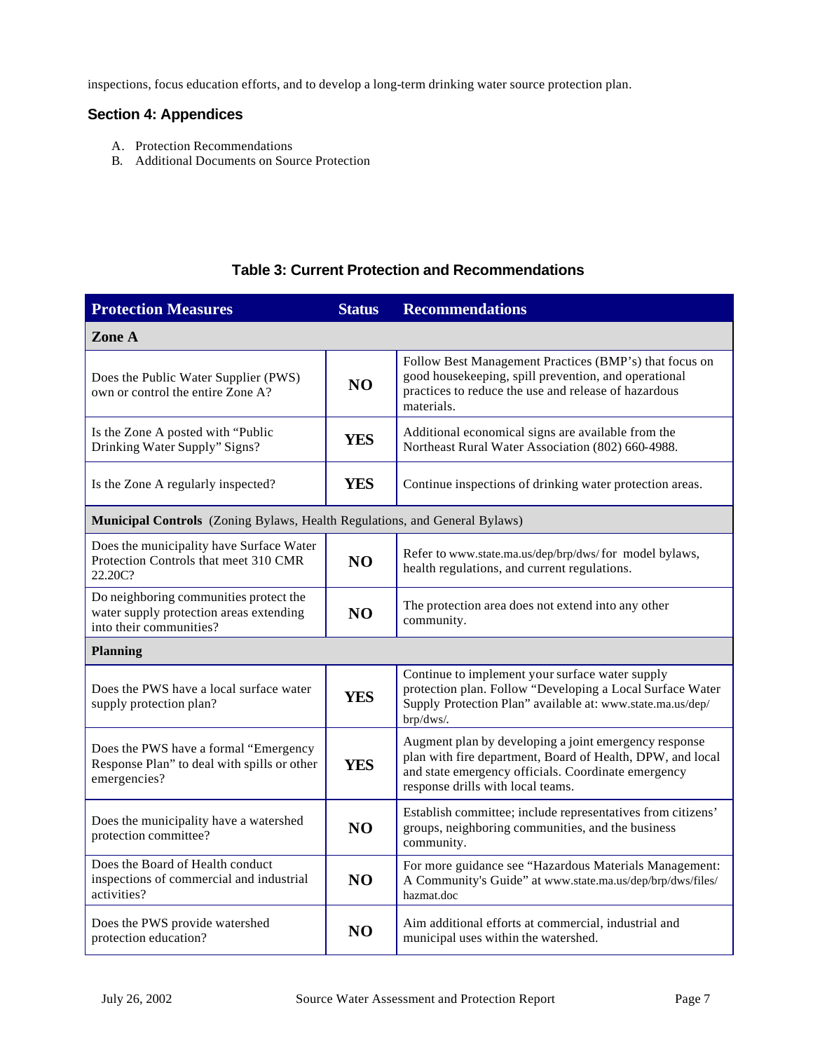inspections, focus education efforts, and to develop a long-term drinking water source protection plan.

## Section 4: Appendices

A. Protection Recommendations
B. Additional Documents on Source Protection

### Table 3: Current Protection and Recommendations

| Protection Measures | Status | Recommendations |
|---|---|---|
| **Zone A** | | |
| Does the Public Water Supplier (PWS) own or control the entire Zone A? | **NO** | Follow Best Management Practices (BMP's) that focus on good housekeeping, spill prevention, and operational practices to reduce the use and release of hazardous materials. |
| Is the Zone A posted with "Public Drinking Water Supply" Signs? | **YES** | Additional economical signs are available from the Northeast Rural Water Association (802) 660-4988. |
| Is the Zone A regularly inspected? | **YES** | Continue inspections of drinking water protection areas. |
| **Municipal Controls** (Zoning Bylaws, Health Regulations, and General Bylaws) | | |
| Does the municipality have Surface Water Protection Controls that meet 310 CMR 22.20C? | **NO** | Refer to www.state.ma.us/dep/brp/dws/ for model bylaws, health regulations, and current regulations. |
| Do neighboring communities protect the water supply protection areas extending into their communities? | **NO** | The protection area does not extend into any other community. |
| **Planning** | | |
| Does the PWS have a local surface water supply protection plan? | **YES** | Continue to implement your surface water supply protection plan. Follow "Developing a Local Surface Water Supply Protection Plan" available at: www.state.ma.us/dep/brp/dws/. |
| Does the PWS have a formal "Emergency Response Plan" to deal with spills or other emergencies? | **YES** | Augment plan by developing a joint emergency response plan with fire department, Board of Health, DPW, and local and state emergency officials. Coordinate emergency response drills with local teams. |
| Does the municipality have a watershed protection committee? | **NO** | Establish committee; include representatives from citizens' groups, neighboring communities, and the business community. |
| Does the Board of Health conduct inspections of commercial and industrial activities? | **NO** | For more guidance see "Hazardous Materials Management: A Community's Guide" at www.state.ma.us/dep/brp/dws/files/hazmat.doc |
| Does the PWS provide watershed protection education? | **NO** | Aim additional efforts at commercial, industrial and municipal uses within the watershed. |